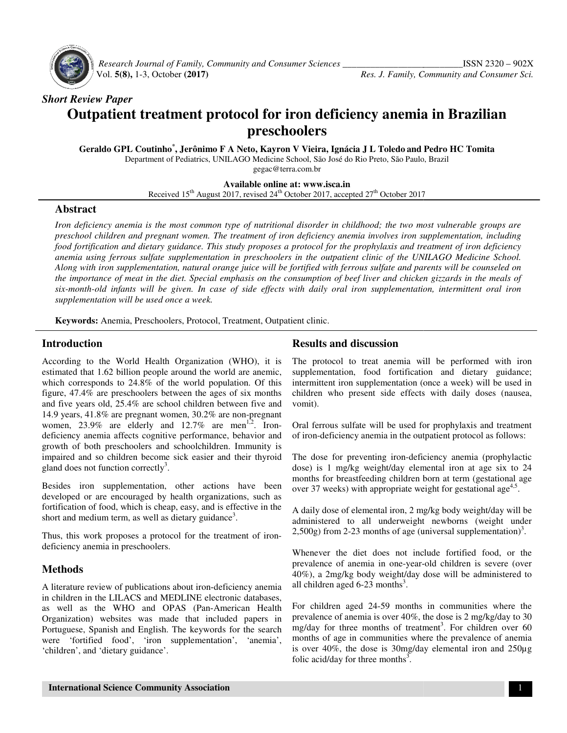*Short Review Paper*

# Outpatient treatment protocol for iron deficiency anemia in Brazilian preschoolers

**Geraldo GPL Coutinho*, Jerônimo F A Neto, Kayron V Vieira, Ignácia J L Toledo and Pedro HC Tomita**

Department of Pediatrics, UNILAGO Medicine School, São José do Rio Preto, São Paulo, Brazil

gegac@terra.com.br

**Available online at: www.isca.in**

Received 15th August 2017, revised 24th October 2017, accepted 27th October 2017

## Abstract

*Iron deficiency anemia is the most common type of nutritional disorder in childhood; the two most vulnerable groups are preschool children and pregnant women. The treatment of iron deficiency anemia involves iron supplementation, including food fortification and dietary guidance. This study proposes a protocol for the prophylaxis and treatment of iron deficiency anemia using ferrous sulfate supplementation in preschoolers in the outpatient clinic of the UNILAGO Medicine School. Along with iron supplementation, natural orange juice will be fortified with ferrous sulfate and parents will be counseled on the importance of meat in the diet. Special emphasis on the consumption of beef liver and chicken gizzards in the meals of six-month-old infants will be given. In case of side effects with daily oral iron supplementation, intermittent oral iron supplementation will be used once a week.*

**Keywords:** Anemia, Preschoolers, Protocol, Treatment, Outpatient clinic.

## Introduction

According to the World Health Organization (WHO), it is estimated that 1.62 billion people around the world are anemic, which corresponds to 24.8% of the world population. Of this figure, 47.4% are preschoolers between the ages of six months and five years old, 25.4% are school children between five and 14.9 years, 41.8% are pregnant women, 30.2% are non-pregnant women, 23.9% are elderly and 12.7% are men[1,2]. Iron-deficiency anemia affects cognitive performance, behavior and growth of both preschoolers and schoolchildren. Immunity is impaired and so children become sick easier and their thyroid gland does not function correctly[3].

Besides iron supplementation, other actions have been developed or are encouraged by health organizations, such as fortification of food, which is cheap, easy, and is effective in the short and medium term, as well as dietary guidance[3].

Thus, this work proposes a protocol for the treatment of iron-deficiency anemia in preschoolers.

## Methods

A literature review of publications about iron-deficiency anemia in children in the LILACS and MEDLINE electronic databases, as well as the WHO and OPAS (Pan-American Health Organization) websites was made that included papers in Portuguese, Spanish and English. The keywords for the search were 'fortified food', 'iron supplementation', 'anemia', 'children', and 'dietary guidance'.

## Results and discussion

The protocol to treat anemia will be performed with iron supplementation, food fortification and dietary guidance; intermittent iron supplementation (once a week) will be used in children who present side effects with daily doses (nausea, vomit).

Oral ferrous sulfate will be used for prophylaxis and treatment of iron-deficiency anemia in the outpatient protocol as follows:

The dose for preventing iron-deficiency anemia (prophylactic dose) is 1 mg/kg weight/day elemental iron at age six to 24 months for breastfeeding children born at term (gestational age over 37 weeks) with appropriate weight for gestational age[4,5].

A daily dose of elemental iron, 2 mg/kg body weight/day will be administered to all underweight newborns (weight under 2,500g) from 2-23 months of age (universal supplementation)[3].

Whenever the diet does not include fortified food, or the prevalence of anemia in one-year-old children is severe (over 40%), a 2mg/kg body weight/day dose will be administered to all children aged 6-23 months[3].

For children aged 24-59 months in communities where the prevalence of anemia is over 40%, the dose is 2 mg/kg/day to 30 mg/day for three months of treatment[3]. For children over 60 months of age in communities where the prevalence of anemia is over 40%, the dose is 30mg/day elemental iron and 250µg folic acid/day for three months[3].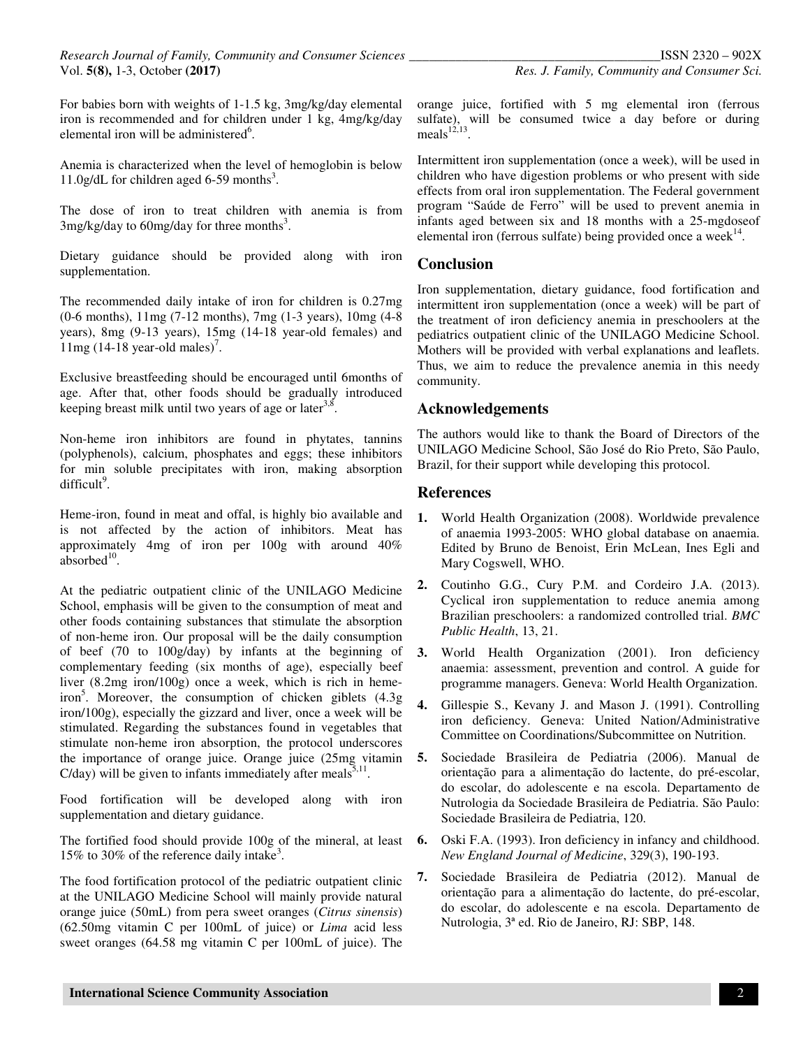For babies born with weights of 1-1.5 kg, 3mg/kg/day elemental iron is recommended and for children under 1 kg, 4mg/kg/day elemental iron will be administered[6].

Anemia is characterized when the level of hemoglobin is below 11.0g/dL for children aged 6-59 months[3].

The dose of iron to treat children with anemia is from 3mg/kg/day to 60mg/day for three months[3].

Dietary guidance should be provided along with iron supplementation.

The recommended daily intake of iron for children is 0.27mg (0-6 months), 11mg (7-12 months), 7mg (1-3 years), 10mg (4-8 years), 8mg (9-13 years), 15mg (14-18 year-old females) and 11mg (14-18 year-old males)[7].

Exclusive breastfeeding should be encouraged until 6months of age. After that, other foods should be gradually introduced keeping breast milk until two years of age or later[3,8].

Non-heme iron inhibitors are found in phytates, tannins (polyphenols), calcium, phosphates and eggs; these inhibitors for min soluble precipitates with iron, making absorption difficult[9].

Heme-iron, found in meat and offal, is highly bio available and is not affected by the action of inhibitors. Meat has approximately 4mg of iron per 100g with around 40% absorbed[10].

At the pediatric outpatient clinic of the UNILAGO Medicine School, emphasis will be given to the consumption of meat and other foods containing substances that stimulate the absorption of non-heme iron. Our proposal will be the daily consumption of beef (70 to 100g/day) by infants at the beginning of complementary feeding (six months of age), especially beef liver (8.2mg iron/100g) once a week, which is rich in heme-iron[5]. Moreover, the consumption of chicken giblets (4.3g iron/100g), especially the gizzard and liver, once a week will be stimulated. Regarding the substances found in vegetables that stimulate non-heme iron absorption, the protocol underscores the importance of orange juice. Orange juice (25mg vitamin C/day) will be given to infants immediately after meals[5,11].

Food fortification will be developed along with iron supplementation and dietary guidance.

The fortified food should provide 100g of the mineral, at least 15% to 30% of the reference daily intake[3].

The food fortification protocol of the pediatric outpatient clinic at the UNILAGO Medicine School will mainly provide natural orange juice (50mL) from pera sweet oranges (*Citrus sinensis*) (62.50mg vitamin C per 100mL of juice) or *Lima* acid less sweet oranges (64.58 mg vitamin C per 100mL of juice). The orange juice, fortified with 5 mg elemental iron (ferrous sulfate), will be consumed twice a day before or during meals[12,13].

Intermittent iron supplementation (once a week), will be used in children who have digestion problems or who present with side effects from oral iron supplementation. The Federal government program "Saúde de Ferro" will be used to prevent anemia in infants aged between six and 18 months with a 25-mgdoseof elemental iron (ferrous sulfate) being provided once a week[14].

## Conclusion

Iron supplementation, dietary guidance, food fortification and intermittent iron supplementation (once a week) will be part of the treatment of iron deficiency anemia in preschoolers at the pediatrics outpatient clinic of the UNILAGO Medicine School. Mothers will be provided with verbal explanations and leaflets. Thus, we aim to reduce the prevalence anemia in this needy community.

## Acknowledgements

The authors would like to thank the Board of Directors of the UNILAGO Medicine School, São José do Rio Preto, São Paulo, Brazil, for their support while developing this protocol.

## References

1. World Health Organization (2008). Worldwide prevalence of anaemia 1993-2005: WHO global database on anaemia. Edited by Bruno de Benoist, Erin McLean, Ines Egli and Mary Cogswell, WHO.
2. Coutinho G.G., Cury P.M. and Cordeiro J.A. (2013). Cyclical iron supplementation to reduce anemia among Brazilian preschoolers: a randomized controlled trial. *BMC Public Health*, 13, 21.
3. World Health Organization (2001). Iron deficiency anaemia: assessment, prevention and control. A guide for programme managers. Geneva: World Health Organization.
4. Gillespie S., Kevany J. and Mason J. (1991). Controlling iron deficiency. Geneva: United Nation/Administrative Committee on Coordinations/Subcommittee on Nutrition.
5. Sociedade Brasileira de Pediatria (2006). Manual de orientação para a alimentação do lactente, do pré-escolar, do escolar, do adolescente e na escola. Departamento de Nutrologia da Sociedade Brasileira de Pediatria. São Paulo: Sociedade Brasileira de Pediatria, 120.
6. Oski F.A. (1993). Iron deficiency in infancy and childhood. *New England Journal of Medicine*, 329(3), 190-193.
7. Sociedade Brasileira de Pediatria (2012). Manual de orientação para a alimentação do lactente, do pré-escolar, do escolar, do adolescente e na escola. Departamento de Nutrologia, 3ª ed. Rio de Janeiro, RJ: SBP, 148.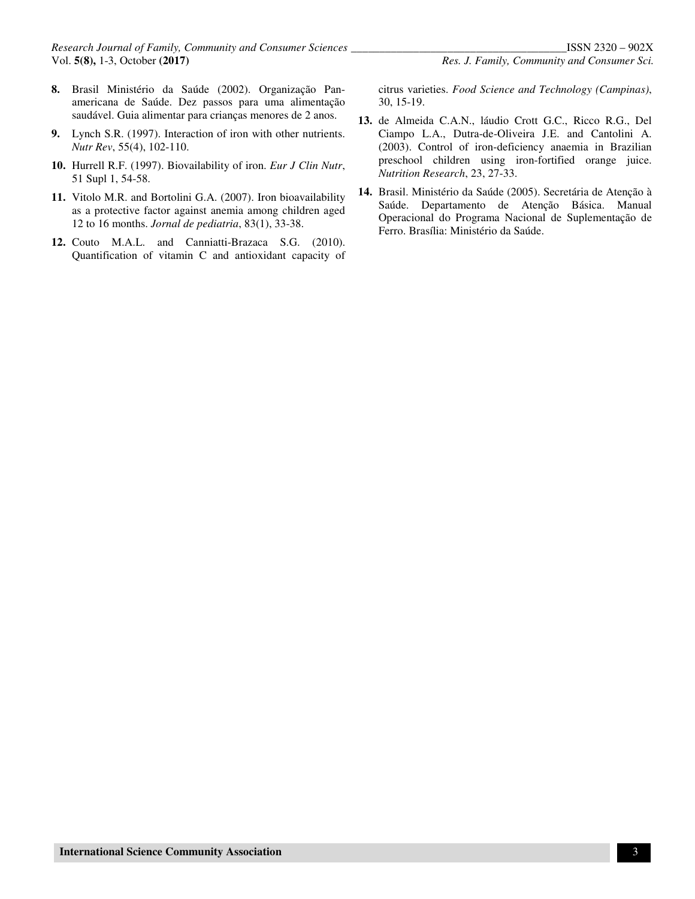8. Brasil Ministério da Saúde (2002). Organização Pan-americana de Saúde. Dez passos para uma alimentação saudável. Guia alimentar para crianças menores de 2 anos.

9. Lynch S.R. (1997). Interaction of iron with other nutrients. *Nutr Rev*, 55(4), 102-110.

10. Hurrell R.F. (1997). Biovailability of iron. *Eur J Clin Nutr*, 51 Supl 1, 54-58.

11. Vitolo M.R. and Bortolini G.A. (2007). Iron bioavailability as a protective factor against anemia among children aged 12 to 16 months. *Jornal de pediatria*, 83(1), 33-38.

12. Couto M.A.L. and Canniatti-Brazaca S.G. (2010). Quantification of vitamin C and antioxidant capacity of citrus varieties. *Food Science and Technology (Campinas)*, 30, 15-19.

13. de Almeida C.A.N., láudio Crott G.C., Ricco R.G., Del Ciampo L.A., Dutra-de-Oliveira J.E. and Cantolini A. (2003). Control of iron-deficiency anaemia in Brazilian preschool children using iron-fortified orange juice. *Nutrition Research*, 23, 27-33.

14. Brasil. Ministério da Saúde (2005). Secretária de Atenção à Saúde. Departamento de Atenção Básica. Manual Operacional do Programa Nacional de Suplementação de Ferro. Brasília: Ministério da Saúde.